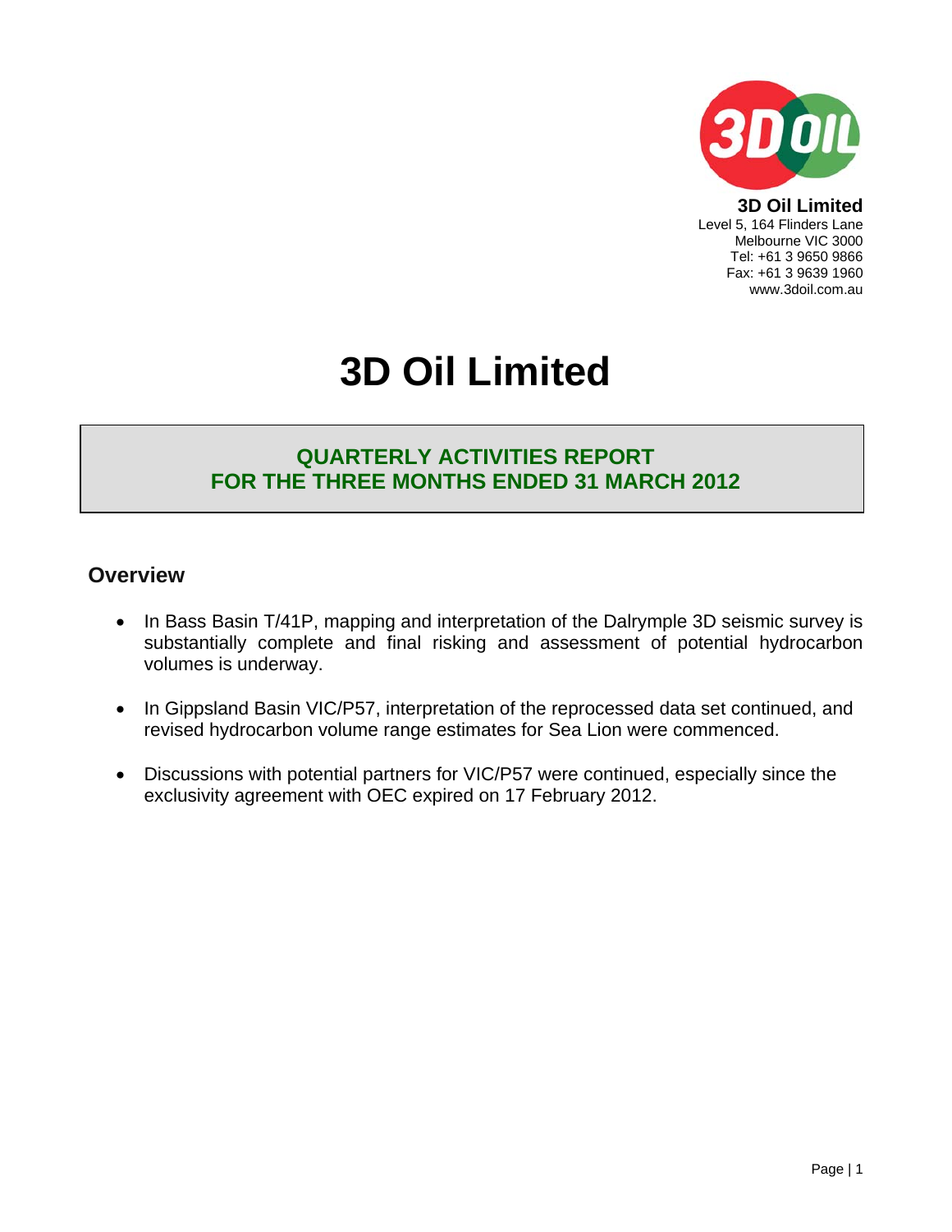**3D Oil Limited**
Level 5, 164 Flinders Lane
Melbourne VIC 3000
Tel: +61 3 9650 9866
Fax: +61 3 9639 1960
www.3doil.com.au

# 3D Oil Limited

## QUARTERLY ACTIVITIES REPORT FOR THE THREE MONTHS ENDED 31 MARCH 2012

## Overview

- In Bass Basin T/41P, mapping and interpretation of the Dalrymple 3D seismic survey is substantially complete and final risking and assessment of potential hydrocarbon volumes is underway.
- In Gippsland Basin VIC/P57, interpretation of the reprocessed data set continued, and revised hydrocarbon volume range estimates for Sea Lion were commenced.
- Discussions with potential partners for VIC/P57 were continued, especially since the exclusivity agreement with OEC expired on 17 February 2012.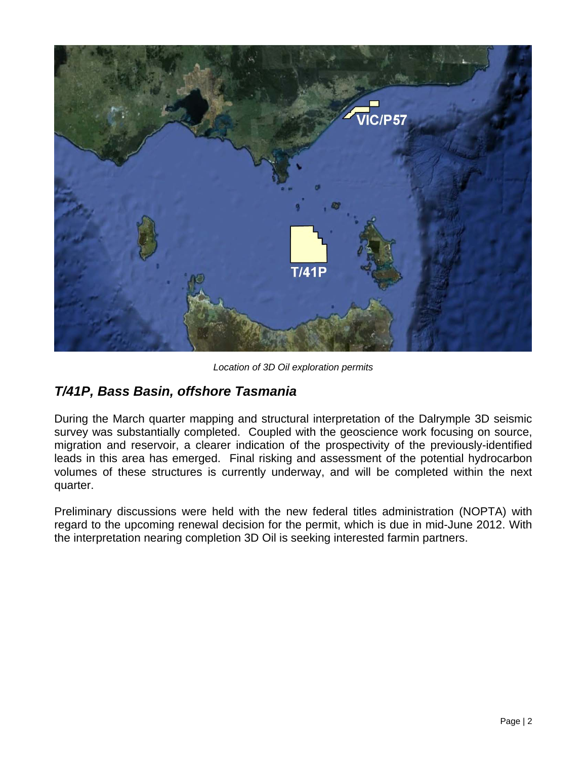*Location of 3D Oil exploration permits*

## *T/41P, Bass Basin, offshore Tasmania*

During the March quarter mapping and structural interpretation of the Dalrymple 3D seismic survey was substantially completed. Coupled with the geoscience work focusing on source, migration and reservoir, a clearer indication of the prospectivity of the previously-identified leads in this area has emerged. Final risking and assessment of the potential hydrocarbon volumes of these structures is currently underway, and will be completed within the next quarter.

Preliminary discussions were held with the new federal titles administration (NOPTA) with regard to the upcoming renewal decision for the permit, which is due in mid-June 2012. With the interpretation nearing completion 3D Oil is seeking interested farmin partners.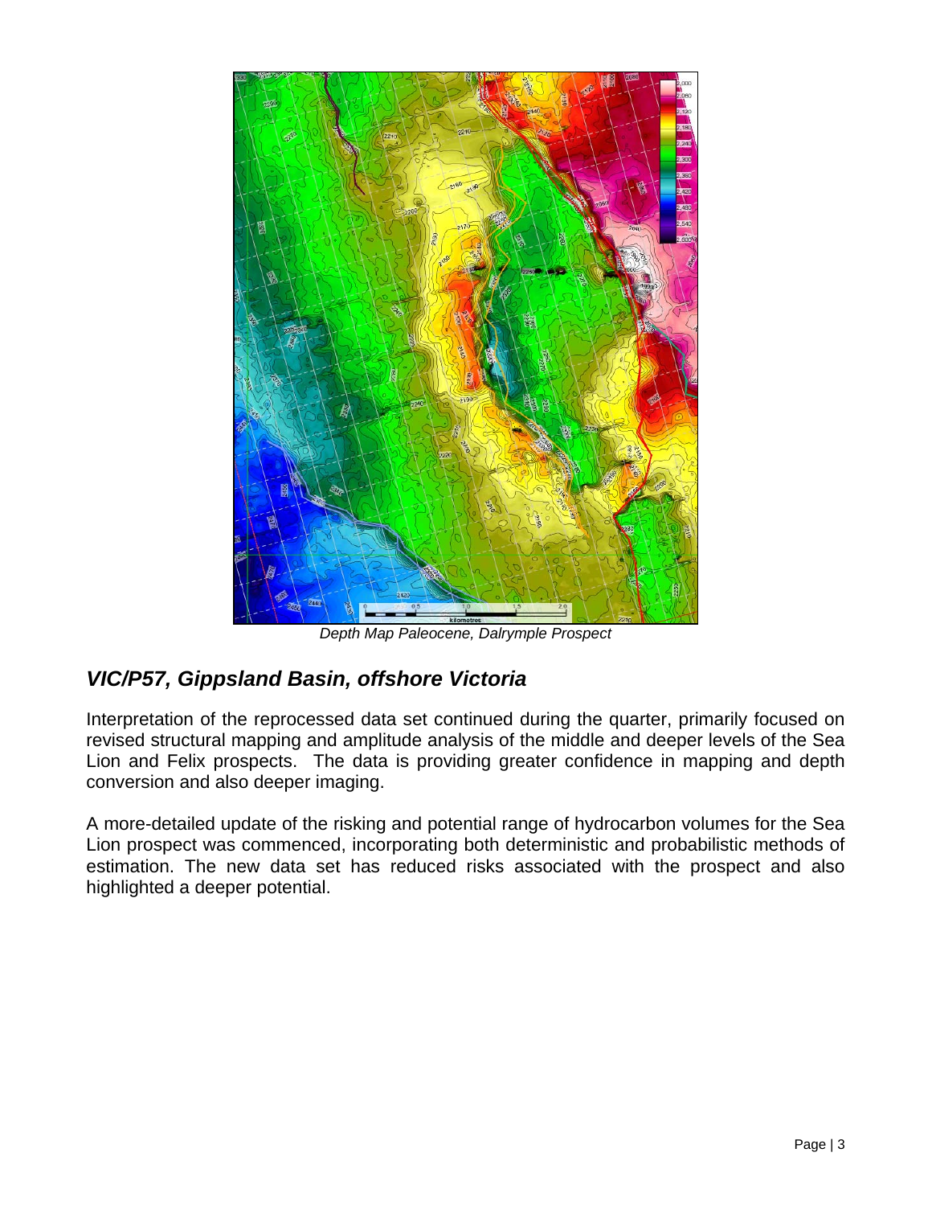*Depth Map Paleocene, Dalrymple Prospect*

## *VIC/P57, Gippsland Basin, offshore Victoria*

Interpretation of the reprocessed data set continued during the quarter, primarily focused on revised structural mapping and amplitude analysis of the middle and deeper levels of the Sea Lion and Felix prospects. The data is providing greater confidence in mapping and depth conversion and also deeper imaging.

A more-detailed update of the risking and potential range of hydrocarbon volumes for the Sea Lion prospect was commenced, incorporating both deterministic and probabilistic methods of estimation. The new data set has reduced risks associated with the prospect and also highlighted a deeper potential.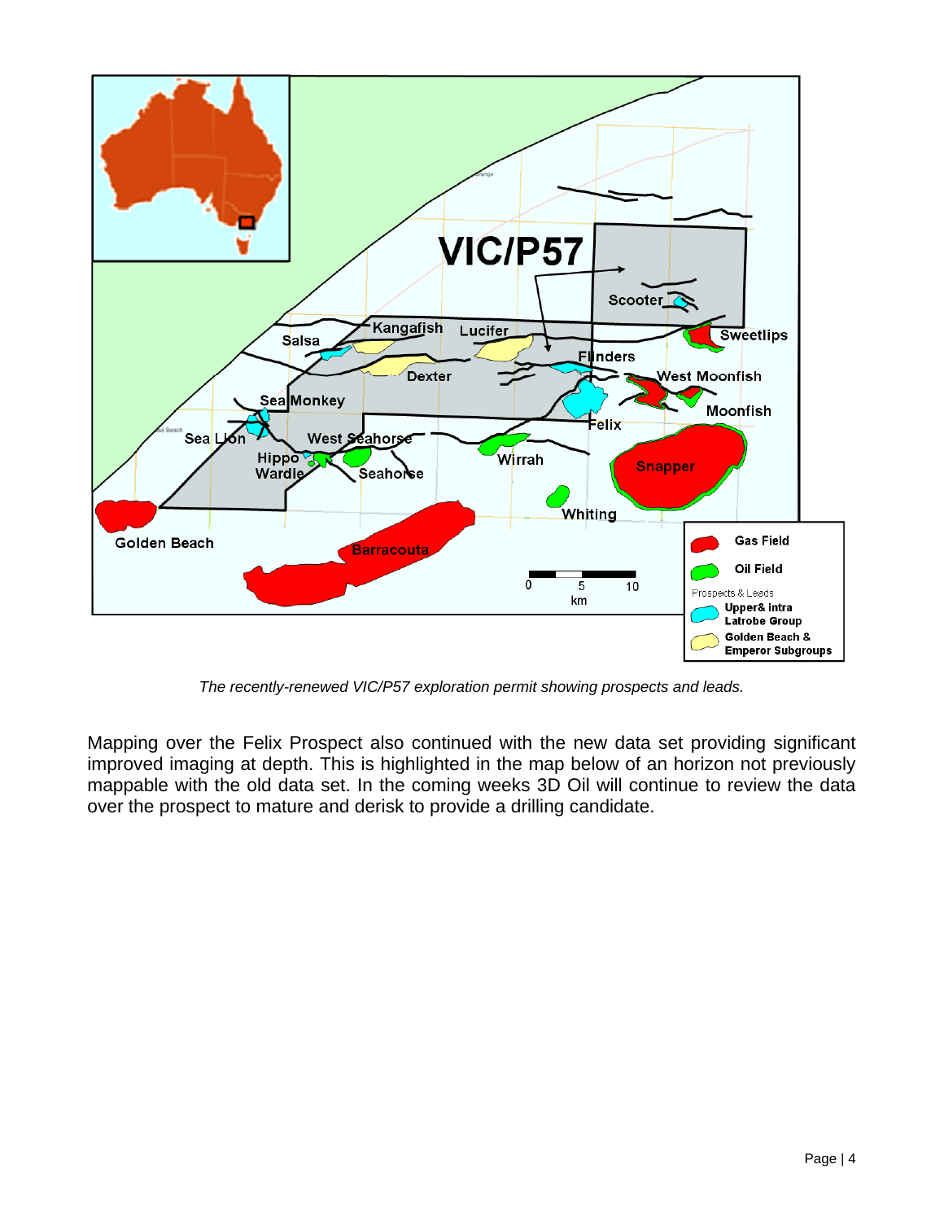*The recently-renewed VIC/P57 exploration permit showing prospects and leads.*

Mapping over the Felix Prospect also continued with the new data set providing significant improved imaging at depth. This is highlighted in the map below of an horizon not previously mappable with the old data set. In the coming weeks 3D Oil will continue to review the data over the prospect to mature and derisk to provide a drilling candidate.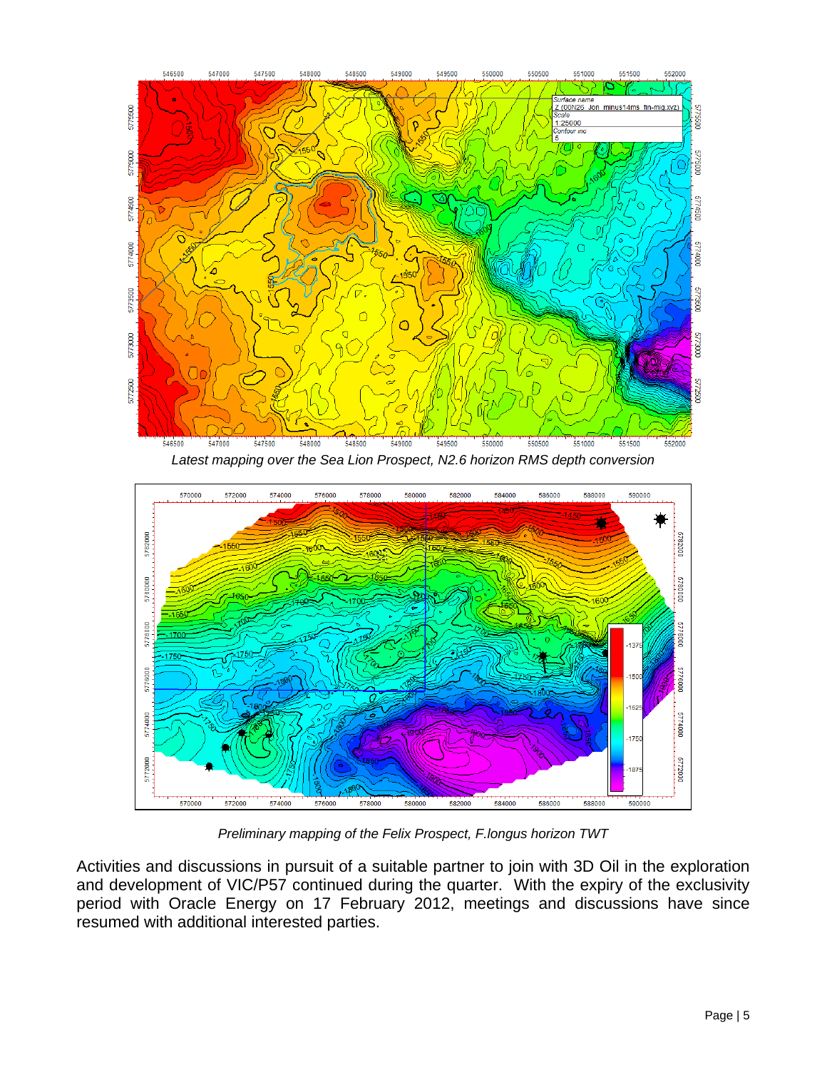*Latest mapping over the Sea Lion Prospect, N2.6 horizon RMS depth conversion*

*Preliminary mapping of the Felix Prospect, F.longus horizon TWT*

Activities and discussions in pursuit of a suitable partner to join with 3D Oil in the exploration and development of VIC/P57 continued during the quarter. With the expiry of the exclusivity period with Oracle Energy on 17 February 2012, meetings and discussions have since resumed with additional interested parties.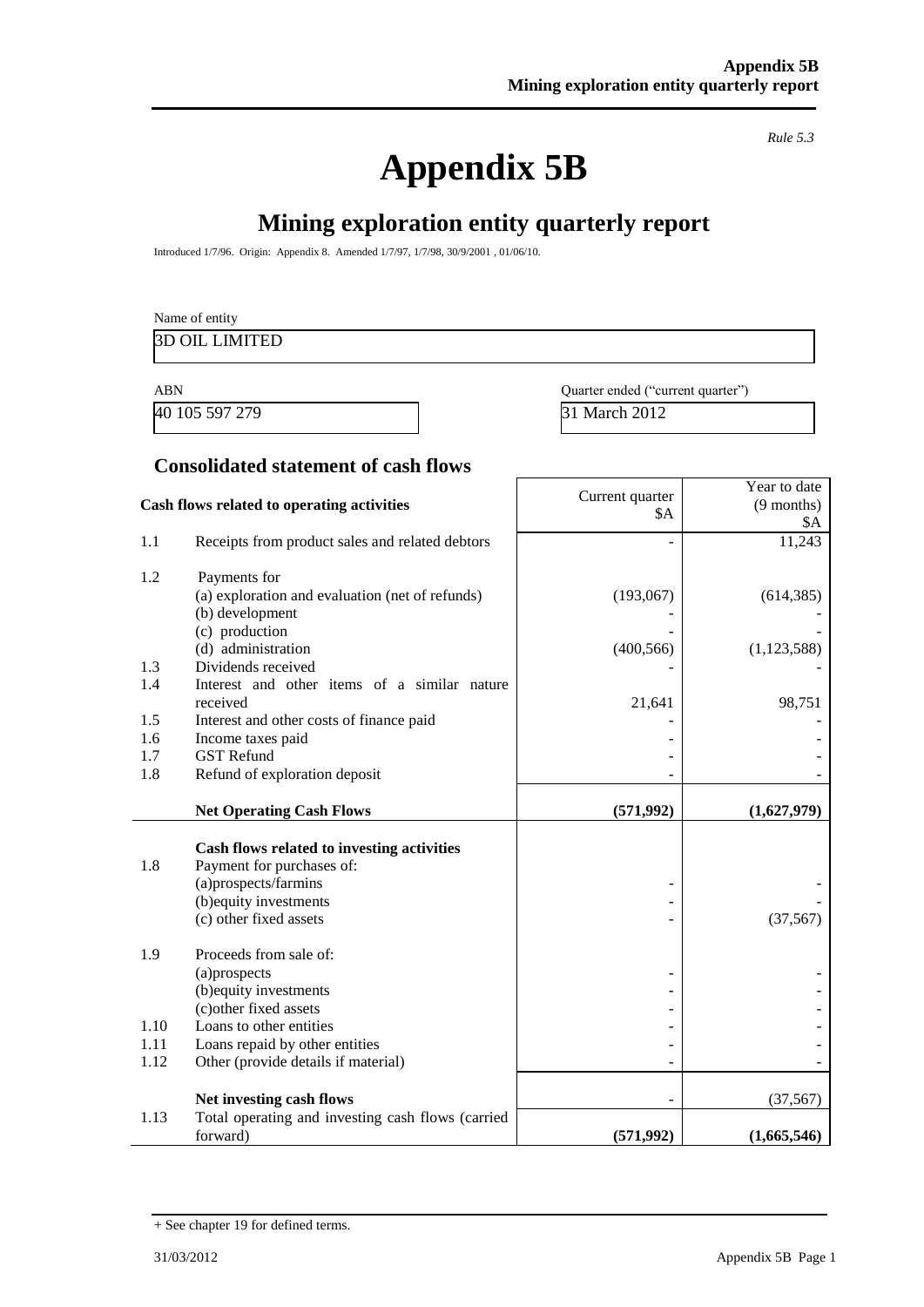*Rule 5.3*

# Appendix 5B

## Mining exploration entity quarterly report

Introduced 1/7/96. Origin: Appendix 8. Amended 1/7/97, 1/7/98, 30/9/2001 , 01/06/10.

Name of entity

3D OIL LIMITED

| ABN | Quarter ended ("current quarter") |
|---|---|
| 40 105 597 279 | 31 March 2012 |

### Consolidated statement of cash flows

| | **Cash flows related to operating activities** | Current quarter $A | Year to date (9 months) $A |
|---|---|---|---|
| 1.1 | Receipts from product sales and related debtors | - | 11,243 |
| 1.2 | Payments for | | |
| | (a) exploration and evaluation (net of refunds) | (193,067) | (614,385) |
| | (b) development | - | - |
| | (c) production | - | - |
| | (d) administration | (400,566) | (1,123,588) |
| 1.3 | Dividends received | - | - |
| 1.4 | Interest and other items of a similar nature received | 21,641 | 98,751 |
| 1.5 | Interest and other costs of finance paid | - | - |
| 1.6 | Income taxes paid | - | - |
| 1.7 | GST Refund | - | - |
| 1.8 | Refund of exploration deposit | - | - |
| | **Net Operating Cash Flows** | **(571,992)** | **(1,627,979)** |
| | **Cash flows related to investing activities** | | |
| 1.8 | Payment for purchases of: | | |
| | (a)prospects/farmins | - | - |
| | (b)equity investments | - | - |
| | (c) other fixed assets | - | (37,567) |
| 1.9 | Proceeds from sale of: | | |
| | (a)prospects | - | - |
| | (b)equity investments | - | - |
| | (c)other fixed assets | - | - |
| 1.10 | Loans to other entities | - | - |
| 1.11 | Loans repaid by other entities | - | - |
| 1.12 | Other (provide details if material) | - | - |
| | **Net investing cash flows** | - | (37,567) |
| 1.13 | Total operating and investing cash flows (carried forward) | **(571,992)** | **(1,665,546)** |

+ See chapter 19 for defined terms.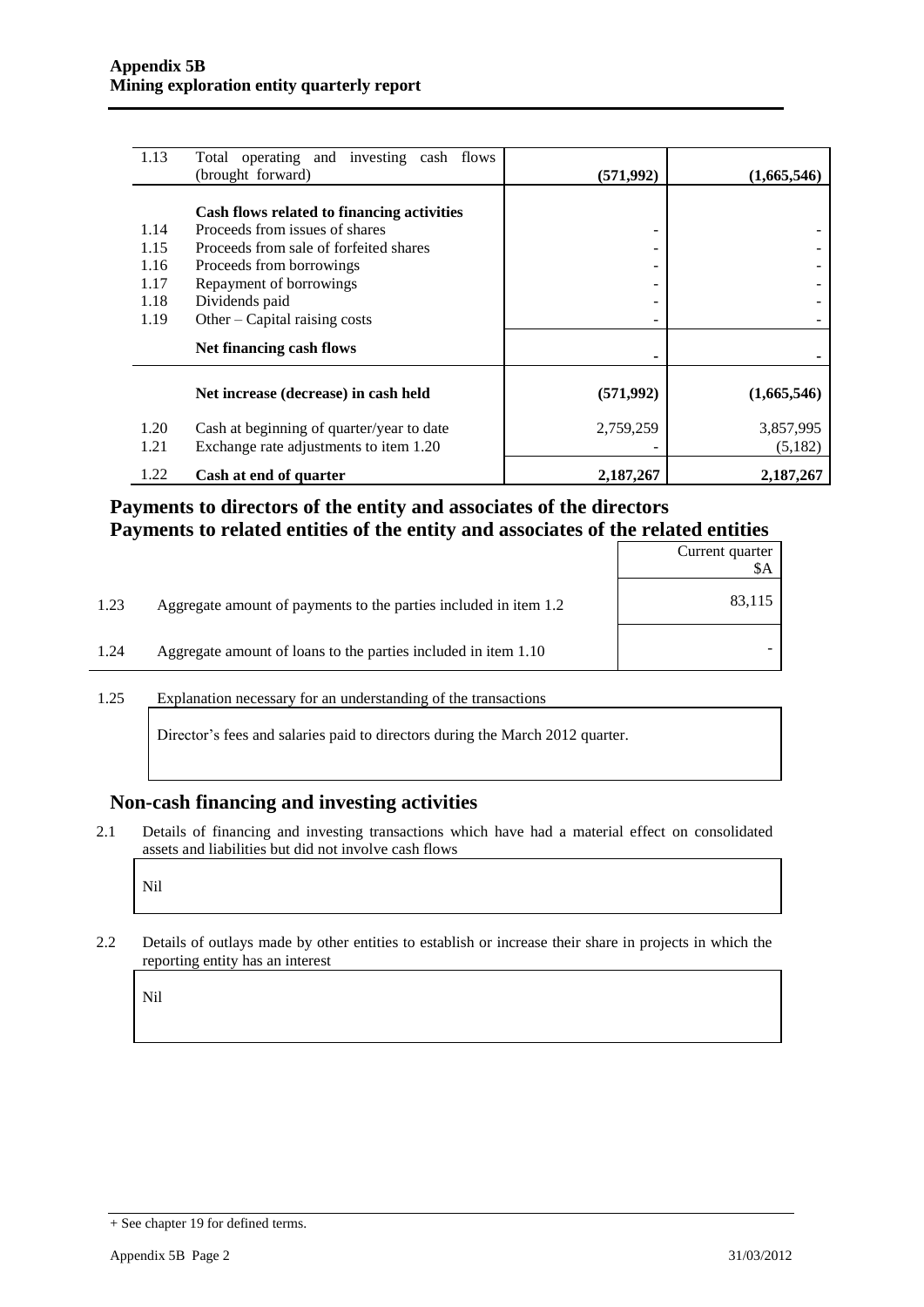| | | | |
|---|---|---|---|
| 1.13 | Total operating and investing cash flows (brought forward) | **(571,992)** | **(1,665,546)** |
| | **Cash flows related to financing activities** | | |
| 1.14 | Proceeds from issues of shares | - | - |
| 1.15 | Proceeds from sale of forfeited shares | - | - |
| 1.16 | Proceeds from borrowings | - | - |
| 1.17 | Repayment of borrowings | - | - |
| 1.18 | Dividends paid | - | - |
| 1.19 | Other – Capital raising costs | - | - |
| | **Net financing cash flows** | **-** | **-** |
| | **Net increase (decrease) in cash held** | **(571,992)** | **(1,665,546)** |
| 1.20 | Cash at beginning of quarter/year to date | 2,759,259 | 3,857,995 |
| 1.21 | Exchange rate adjustments to item 1.20 | - | (5,182) |
| 1.22 | **Cash at end of quarter** | **2,187,267** | **2,187,267** |

## Payments to directors of the entity and associates of the directors
## Payments to related entities of the entity and associates of the related entities

| | | Current quarter $A |
|---|---|---|
| 1.23 | Aggregate amount of payments to the parties included in item 1.2 | 83,115 |
| 1.24 | Aggregate amount of loans to the parties included in item 1.10 | - |

1.25 Explanation necessary for an understanding of the transactions

Director's fees and salaries paid to directors during the March 2012 quarter.

## Non-cash financing and investing activities

2.1 Details of financing and investing transactions which have had a material effect on consolidated assets and liabilities but did not involve cash flows

Nil

2.2 Details of outlays made by other entities to establish or increase their share in projects in which the reporting entity has an interest

Nil

+ See chapter 19 for defined terms.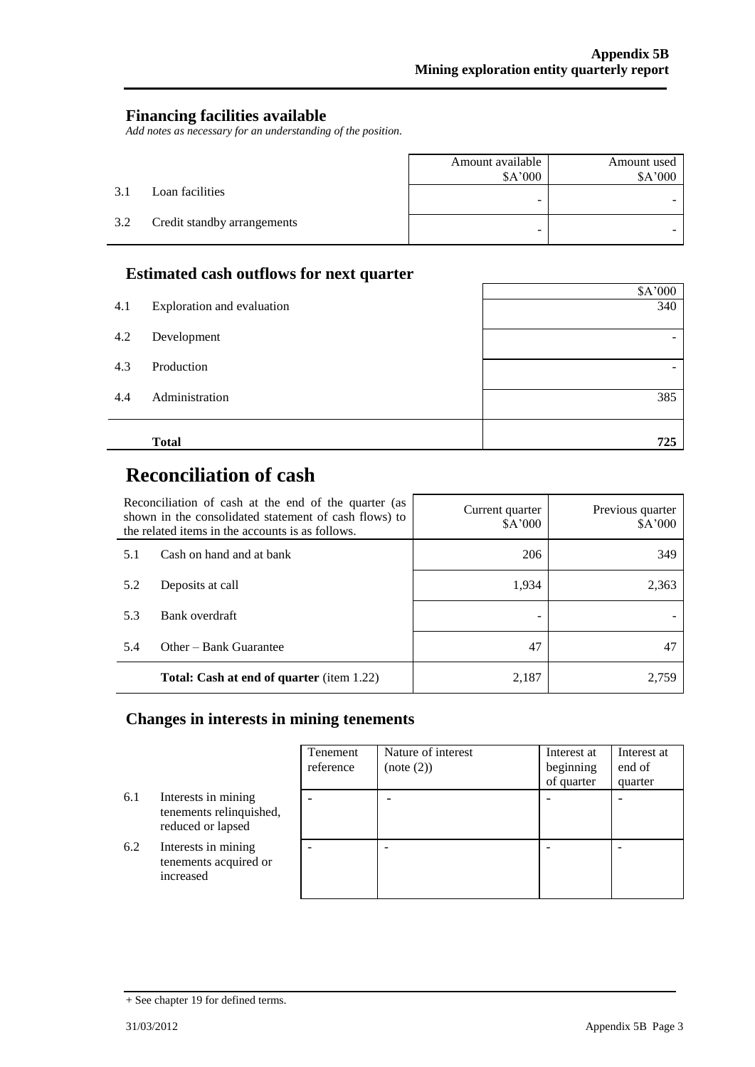## Financing facilities available

*Add notes as necessary for an understanding of the position.*

| | | Amount available $A'000 | Amount used $A'000 |
|---|---|---|---|
| 3.1 | Loan facilities | - | - |
| 3.2 | Credit standby arrangements | - | - |

## Estimated cash outflows for next quarter

| | | $A'000 |
|---|---|---|
| 4.1 | Exploration and evaluation | 340 |
| 4.2 | Development | - |
| 4.3 | Production | - |
| 4.4 | Administration | 385 |
| | **Total** | **725** |

# Reconciliation of cash

| Reconciliation of cash at the end of the quarter (as shown in the consolidated statement of cash flows) to the related items in the accounts is as follows. | | Current quarter $A'000 | Previous quarter $A'000 |
|---|---|---|---|
| 5.1 | Cash on hand and at bank | 206 | 349 |
| 5.2 | Deposits at call | 1,934 | 2,363 |
| 5.3 | Bank overdraft | - | - |
| 5.4 | Other – Bank Guarantee | 47 | 47 |
| | **Total: Cash at end of quarter** (item 1.22) | 2,187 | 2,759 |

## Changes in interests in mining tenements

| | | Tenement reference | Nature of interest (note (2)) | Interest at beginning of quarter | Interest at end of quarter |
|---|---|---|---|---|---|
| 6.1 | Interests in mining tenements relinquished, reduced or lapsed | - | - | - | - |
| 6.2 | Interests in mining tenements acquired or increased | - | - | - | - |

+ See chapter 19 for defined terms.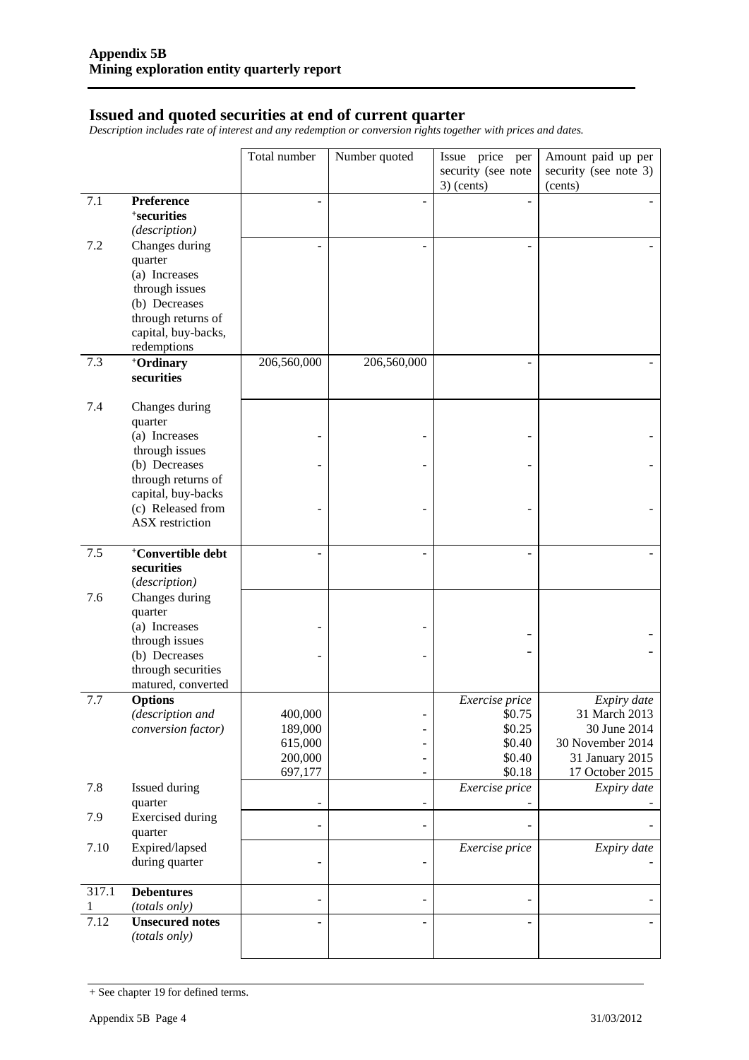# Issued and quoted securities at end of current quarter

*Description includes rate of interest and any redemption or conversion rights together with prices and dates.*

| | | Total number | Number quoted | Issue price per security (see note 3) (cents) | Amount paid up per security (see note 3) (cents) |
|---|---|---|---|---|---|
| 7.1 | **Preference +securities** *(description)* | - | - | - | - |
| 7.2 | Changes during quarter (a) Increases through issues (b) Decreases through returns of capital, buy-backs, redemptions | - | - | - | - |
| 7.3 | **+Ordinary securities** | 206,560,000 | 206,560,000 | - | - |
| 7.4 | Changes during quarter | | | | |
| | (a) Increases through issues | - | - | - | - |
| | (b) Decreases through returns of capital, buy-backs | - | - | - | - |
| | (c) Released from ASX restriction | - | - | - | - |
| 7.5 | **+Convertible debt securities** *(description)* | - | - | - | - |
| 7.6 | Changes during quarter | | | | |
| | (a) Increases through issues | - | - | - | - |
| | (b) Decreases through securities matured, converted | - | - | - | - |
| 7.7 | **Options** *(description and conversion factor)* | | | *Exercise price* | *Expiry date* |
| | | 400,000 | - | $0.75 | 31 March 2013 |
| | | 189,000 | - | $0.25 | 30 June 2014 |
| | | 615,000 | - | $0.40 | 30 November 2014 |
| | | 200,000 | - | $0.40 | 31 January 2015 |
| | | 697,177 | - | $0.18 | 17 October 2015 |
| 7.8 | Issued during quarter | - | - | *Exercise price* - | *Expiry date* - |
| 7.9 | Exercised during quarter | - | - | - | - |
| 7.10 | Expired/lapsed during quarter | - | - | *Exercise price* | *Expiry date* - |
| 317.11 | **Debentures** *(totals only)* | - | - | - | - |
| 7.12 | **Unsecured notes** *(totals only)* | - | - | - | - |

+ See chapter 19 for defined terms.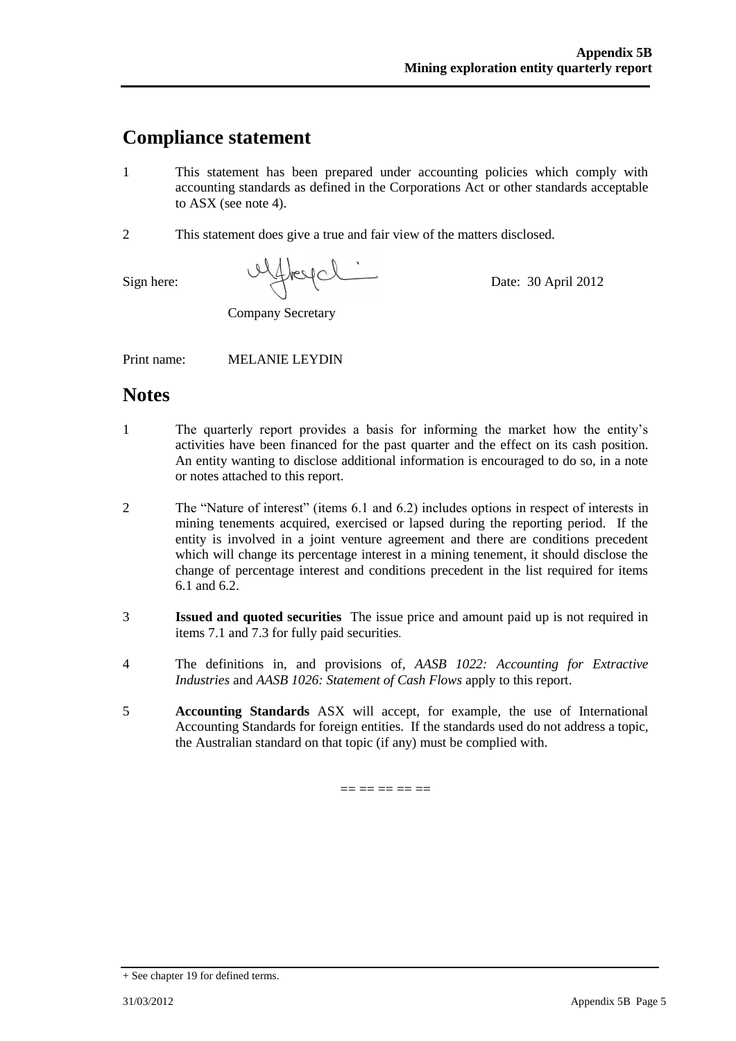## Compliance statement

1 This statement has been prepared under accounting policies which comply with accounting standards as defined in the Corporations Act or other standards acceptable to ASX (see note 4).

2 This statement does give a true and fair view of the matters disclosed.

Sign here: Date: 30 April 2012

Company Secretary

Print name: MELANIE LEYDIN

## Notes

1 The quarterly report provides a basis for informing the market how the entity's activities have been financed for the past quarter and the effect on its cash position. An entity wanting to disclose additional information is encouraged to do so, in a note or notes attached to this report.

2 The "Nature of interest" (items 6.1 and 6.2) includes options in respect of interests in mining tenements acquired, exercised or lapsed during the reporting period. If the entity is involved in a joint venture agreement and there are conditions precedent which will change its percentage interest in a mining tenement, it should disclose the change of percentage interest and conditions precedent in the list required for items 6.1 and 6.2.

3 **Issued and quoted securities** The issue price and amount paid up is not required in items 7.1 and 7.3 for fully paid securities.

4 The definitions in, and provisions of, *AASB 1022: Accounting for Extractive Industries* and *AASB 1026: Statement of Cash Flows* apply to this report.

5 **Accounting Standards** ASX will accept, for example, the use of International Accounting Standards for foreign entities. If the standards used do not address a topic, the Australian standard on that topic (if any) must be complied with.

== == == == ==

+ See chapter 19 for defined terms.